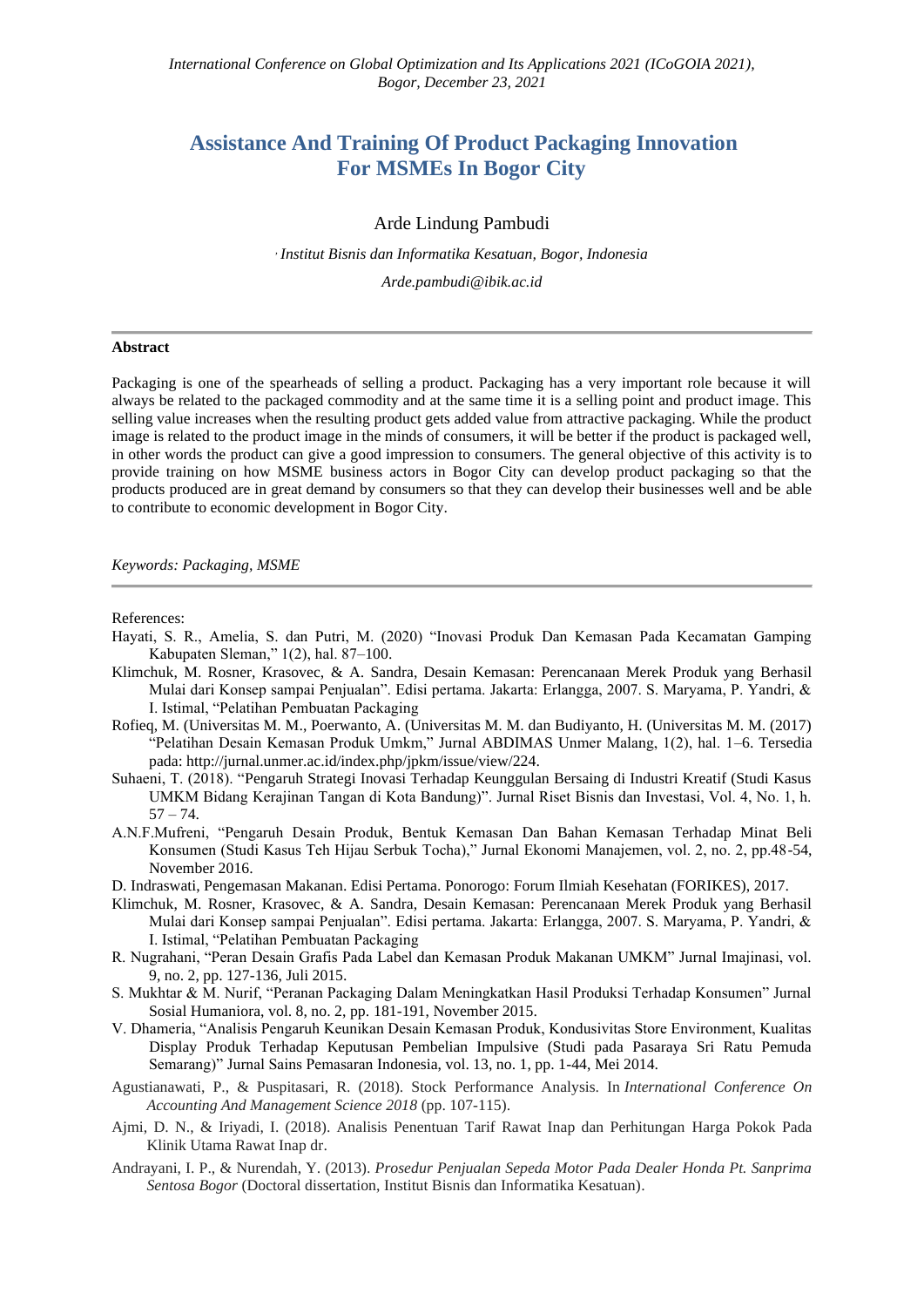*International Conference on Global Optimization and Its Applications 2021 (ICoGOIA 2021), Bogor, December 23, 2021*

# Assistance And Training Of Product Packaging Innovation For MSMEs In Bogor City

Arde Lindung Pambudi

*Institut Bisnis dan Informatika Kesatuan, Bogor, Indonesia*

*Arde.pambudi@ibik.ac.id*

---

**Abstract**

Packaging is one of the spearheads of selling a product. Packaging has a very important role because it will always be related to the packaged commodity and at the same time it is a selling point and product image. This selling value increases when the resulting product gets added value from attractive packaging. While the product image is related to the product image in the minds of consumers, it will be better if the product is packaged well, in other words the product can give a good impression to consumers. The general objective of this activity is to provide training on how MSME business actors in Bogor City can develop product packaging so that the products produced are in great demand by consumers so that they can develop their businesses well and be able to contribute to economic development in Bogor City.

*Keywords: Packaging, MSME*

---

References:

Hayati, S. R., Amelia, S. dan Putri, M. (2020) "Inovasi Produk Dan Kemasan Pada Kecamatan Gamping Kabupaten Sleman," 1(2), hal. 87–100.

Klimchuk, M. Rosner, Krasovec, & A. Sandra, Desain Kemasan: Perencanaan Merek Produk yang Berhasil Mulai dari Konsep sampai Penjualan". Edisi pertama. Jakarta: Erlangga, 2007. S. Maryama, P. Yandri, & I. Istimal, "Pelatihan Pembuatan Packaging

Rofieq, M. (Universitas M. M., Poerwanto, A. (Universitas M. M. dan Budiyanto, H. (Universitas M. M. (2017) "Pelatihan Desain Kemasan Produk Umkm," Jurnal ABDIMAS Unmer Malang, 1(2), hal. 1–6. Tersedia pada: http://jurnal.unmer.ac.id/index.php/jpkm/issue/view/224.

Suhaeni, T. (2018). "Pengaruh Strategi Inovasi Terhadap Keunggulan Bersaing di Industri Kreatif (Studi Kasus UMKM Bidang Kerajinan Tangan di Kota Bandung)". Jurnal Riset Bisnis dan Investasi, Vol. 4, No. 1, h. 57 – 74.

A.N.F.Mufreni, "Pengaruh Desain Produk, Bentuk Kemasan Dan Bahan Kemasan Terhadap Minat Beli Konsumen (Studi Kasus Teh Hijau Serbuk Tocha)," Jurnal Ekonomi Manajemen, vol. 2, no. 2, pp.48-54, November 2016.

D. Indraswati, Pengemasan Makanan. Edisi Pertama. Ponorogo: Forum Ilmiah Kesehatan (FORIKES), 2017.

Klimchuk, M. Rosner, Krasovec, & A. Sandra, Desain Kemasan: Perencanaan Merek Produk yang Berhasil Mulai dari Konsep sampai Penjualan". Edisi pertama. Jakarta: Erlangga, 2007. S. Maryama, P. Yandri, & I. Istimal, "Pelatihan Pembuatan Packaging

R. Nugrahani, "Peran Desain Grafis Pada Label dan Kemasan Produk Makanan UMKM" Jurnal Imajinasi, vol. 9, no. 2, pp. 127-136, Juli 2015.

S. Mukhtar & M. Nurif, "Peranan Packaging Dalam Meningkatkan Hasil Produksi Terhadap Konsumen" Jurnal Sosial Humaniora, vol. 8, no. 2, pp. 181-191, November 2015.

V. Dhameria, "Analisis Pengaruh Keunikan Desain Kemasan Produk, Kondusivitas Store Environment, Kualitas Display Produk Terhadap Keputusan Pembelian Impulsive (Studi pada Pasaraya Sri Ratu Pemuda Semarang)" Jurnal Sains Pemasaran Indonesia, vol. 13, no. 1, pp. 1-44, Mei 2014.

Agustianawati, P., & Puspitasari, R. (2018). Stock Performance Analysis. In *International Conference On Accounting And Management Science 2018* (pp. 107-115).

Ajmi, D. N., & Iriyadi, I. (2018). Analisis Penentuan Tarif Rawat Inap dan Perhitungan Harga Pokok Pada Klinik Utama Rawat Inap dr.

Andrayani, I. P., & Nurendah, Y. (2013). *Prosedur Penjualan Sepeda Motor Pada Dealer Honda Pt. Sanprima Sentosa Bogor* (Doctoral dissertation, Institut Bisnis dan Informatika Kesatuan).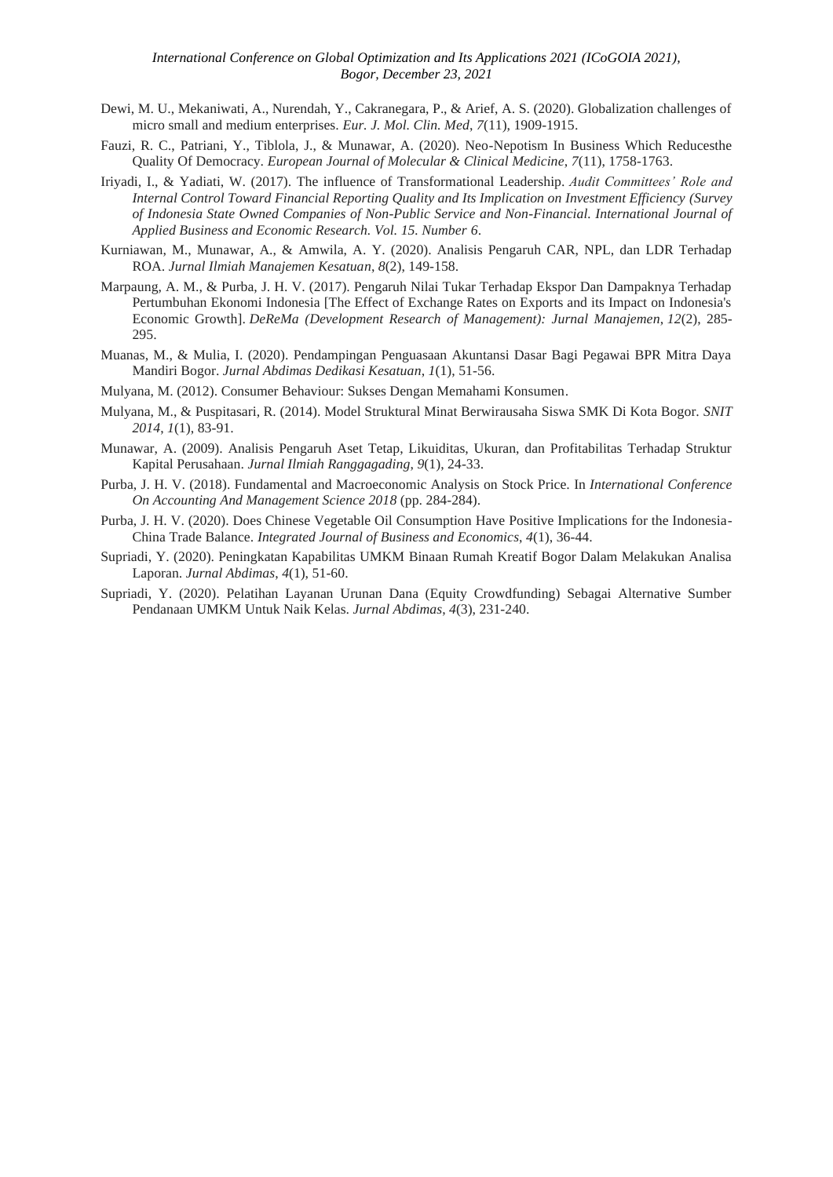Dewi, M. U., Mekaniwati, A., Nurendah, Y., Cakranegara, P., & Arief, A. S. (2020). Globalization challenges of micro small and medium enterprises. *Eur. J. Mol. Clin. Med*, *7*(11), 1909-1915.

Fauzi, R. C., Patriani, Y., Tiblola, J., & Munawar, A. (2020). Neo-Nepotism In Business Which Reducesthe Quality Of Democracy. *European Journal of Molecular & Clinical Medicine*, *7*(11), 1758-1763.

Iriyadi, I., & Yadiati, W. (2017). The influence of Transformational Leadership. *Audit Committees' Role and Internal Control Toward Financial Reporting Quality and Its Implication on Investment Efficiency (Survey of Indonesia State Owned Companies of Non-Public Service and Non-Financial. International Journal of Applied Business and Economic Research. Vol. 15. Number 6*.

Kurniawan, M., Munawar, A., & Amwila, A. Y. (2020). Analisis Pengaruh CAR, NPL, dan LDR Terhadap ROA. *Jurnal Ilmiah Manajemen Kesatuan*, *8*(2), 149-158.

Marpaung, A. M., & Purba, J. H. V. (2017). Pengaruh Nilai Tukar Terhadap Ekspor Dan Dampaknya Terhadap Pertumbuhan Ekonomi Indonesia [The Effect of Exchange Rates on Exports and its Impact on Indonesia's Economic Growth]. *DeReMa (Development Research of Management): Jurnal Manajemen*, *12*(2), 285-295.

Muanas, M., & Mulia, I. (2020). Pendampingan Penguasaan Akuntansi Dasar Bagi Pegawai BPR Mitra Daya Mandiri Bogor. *Jurnal Abdimas Dedikasi Kesatuan*, *1*(1), 51-56.

Mulyana, M. (2012). Consumer Behaviour: Sukses Dengan Memahami Konsumen.

Mulyana, M., & Puspitasari, R. (2014). Model Struktural Minat Berwirausaha Siswa SMK Di Kota Bogor. *SNIT 2014*, *1*(1), 83-91.

Munawar, A. (2009). Analisis Pengaruh Aset Tetap, Likuiditas, Ukuran, dan Profitabilitas Terhadap Struktur Kapital Perusahaan. *Jurnal Ilmiah Ranggagading*, *9*(1), 24-33.

Purba, J. H. V. (2018). Fundamental and Macroeconomic Analysis on Stock Price. In *International Conference On Accounting And Management Science 2018* (pp. 284-284).

Purba, J. H. V. (2020). Does Chinese Vegetable Oil Consumption Have Positive Implications for the Indonesia-China Trade Balance. *Integrated Journal of Business and Economics*, *4*(1), 36-44.

Supriadi, Y. (2020). Peningkatan Kapabilitas UMKM Binaan Rumah Kreatif Bogor Dalam Melakukan Analisa Laporan. *Jurnal Abdimas*, *4*(1), 51-60.

Supriadi, Y. (2020). Pelatihan Layanan Urunan Dana (Equity Crowdfunding) Sebagai Alternative Sumber Pendanaan UMKM Untuk Naik Kelas. *Jurnal Abdimas*, *4*(3), 231-240.